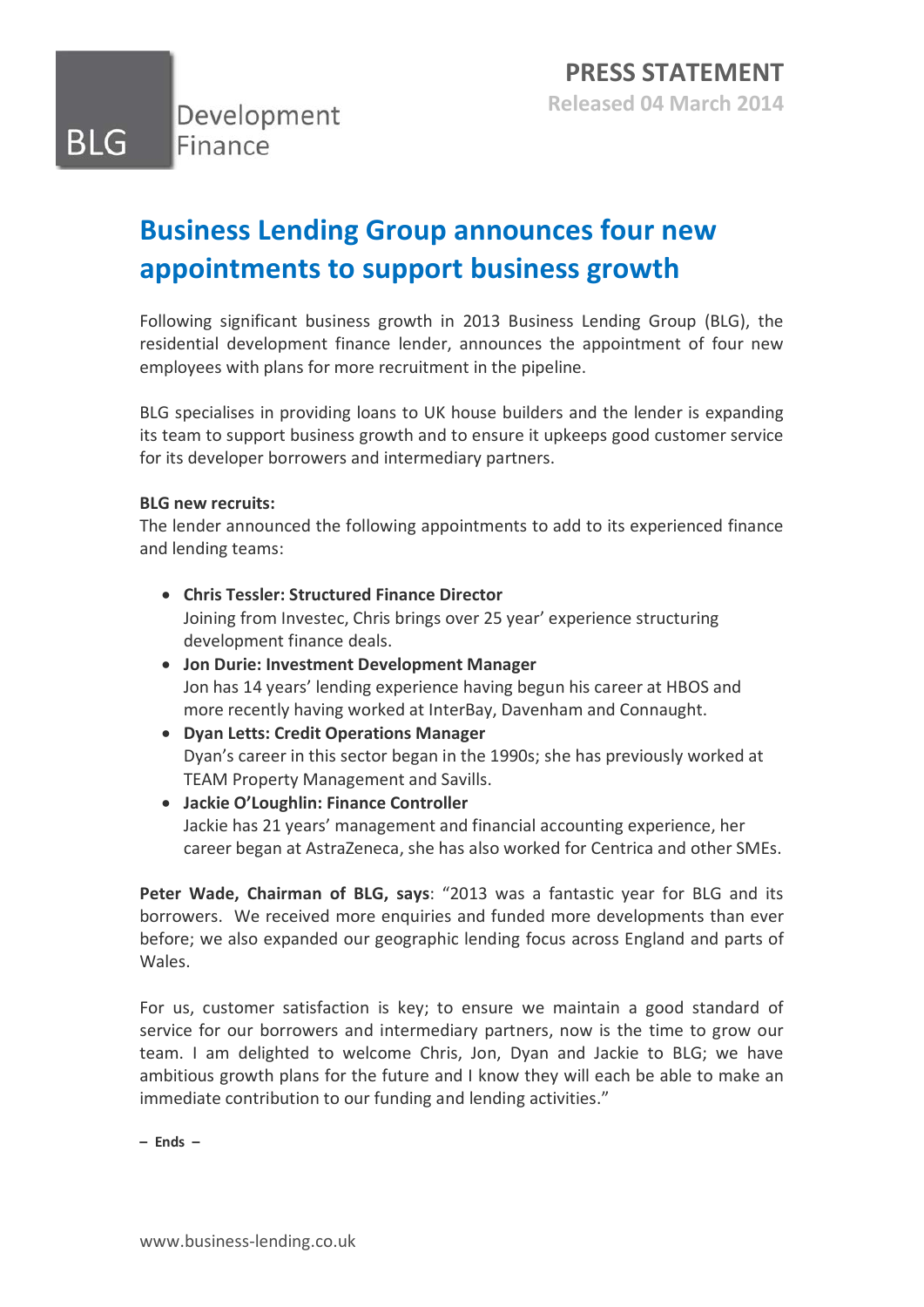BLG Development Finance

**PRESS STATEMENT**
**Released 04 March 2014**

# Business Lending Group announces four new appointments to support business growth

Following significant business growth in 2013 Business Lending Group (BLG), the residential development finance lender, announces the appointment of four new employees with plans for more recruitment in the pipeline.

BLG specialises in providing loans to UK house builders and the lender is expanding its team to support business growth and to ensure it upkeeps good customer service for its developer borrowers and intermediary partners.

**BLG new recruits:**
The lender announced the following appointments to add to its experienced finance and lending teams:

- **Chris Tessler: Structured Finance Director**
  Joining from Investec, Chris brings over 25 year' experience structuring development finance deals.
- **Jon Durie: Investment Development Manager**
  Jon has 14 years' lending experience having begun his career at HBOS and more recently having worked at InterBay, Davenham and Connaught.
- **Dyan Letts: Credit Operations Manager**
  Dyan's career in this sector began in the 1990s; she has previously worked at TEAM Property Management and Savills.
- **Jackie O'Loughlin: Finance Controller**
  Jackie has 21 years' management and financial accounting experience, her career began at AstraZeneca, she has also worked for Centrica and other SMEs.

**Peter Wade, Chairman of BLG, says**: "2013 was a fantastic year for BLG and its borrowers. We received more enquiries and funded more developments than ever before; we also expanded our geographic lending focus across England and parts of Wales.

For us, customer satisfaction is key; to ensure we maintain a good standard of service for our borrowers and intermediary partners, now is the time to grow our team. I am delighted to welcome Chris, Jon, Dyan and Jackie to BLG; we have ambitious growth plans for the future and I know they will each be able to make an immediate contribution to our funding and lending activities."

**– Ends –**

www.business-lending.co.uk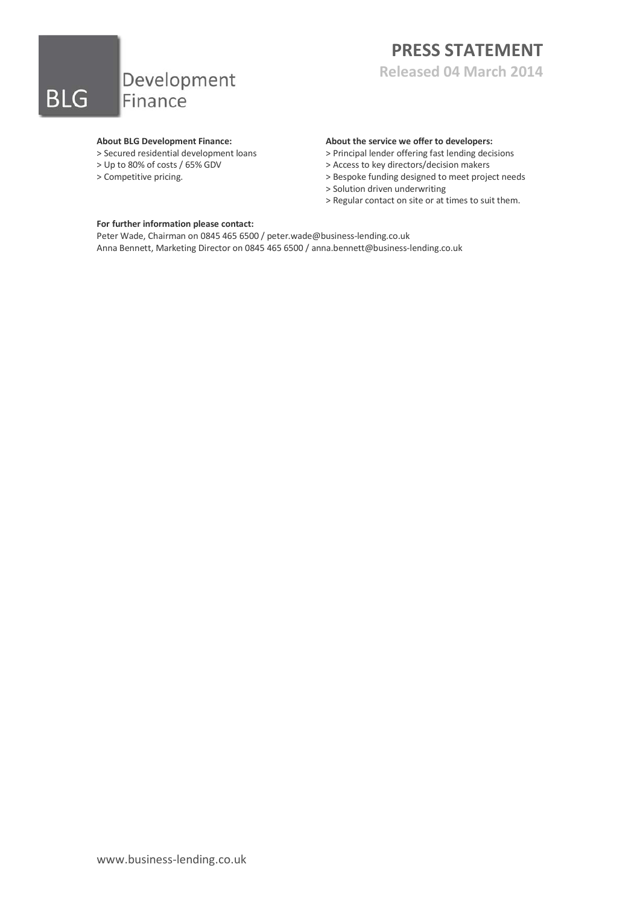BLG Development Finance

# PRESS STATEMENT

**Released 04 March 2014**

**About BLG Development Finance:**

> Secured residential development loans
> Up to 80% of costs / 65% GDV
> Competitive pricing.

**About the service we offer to developers:**

> Principal lender offering fast lending decisions
> Access to key directors/decision makers
> Bespoke funding designed to meet project needs
> Solution driven underwriting
> Regular contact on site or at times to suit them.

**For further information please contact:**

Peter Wade, Chairman on 0845 465 6500 / peter.wade@business-lending.co.uk
Anna Bennett, Marketing Director on 0845 465 6500 / anna.bennett@business-lending.co.uk

www.business-lending.co.uk